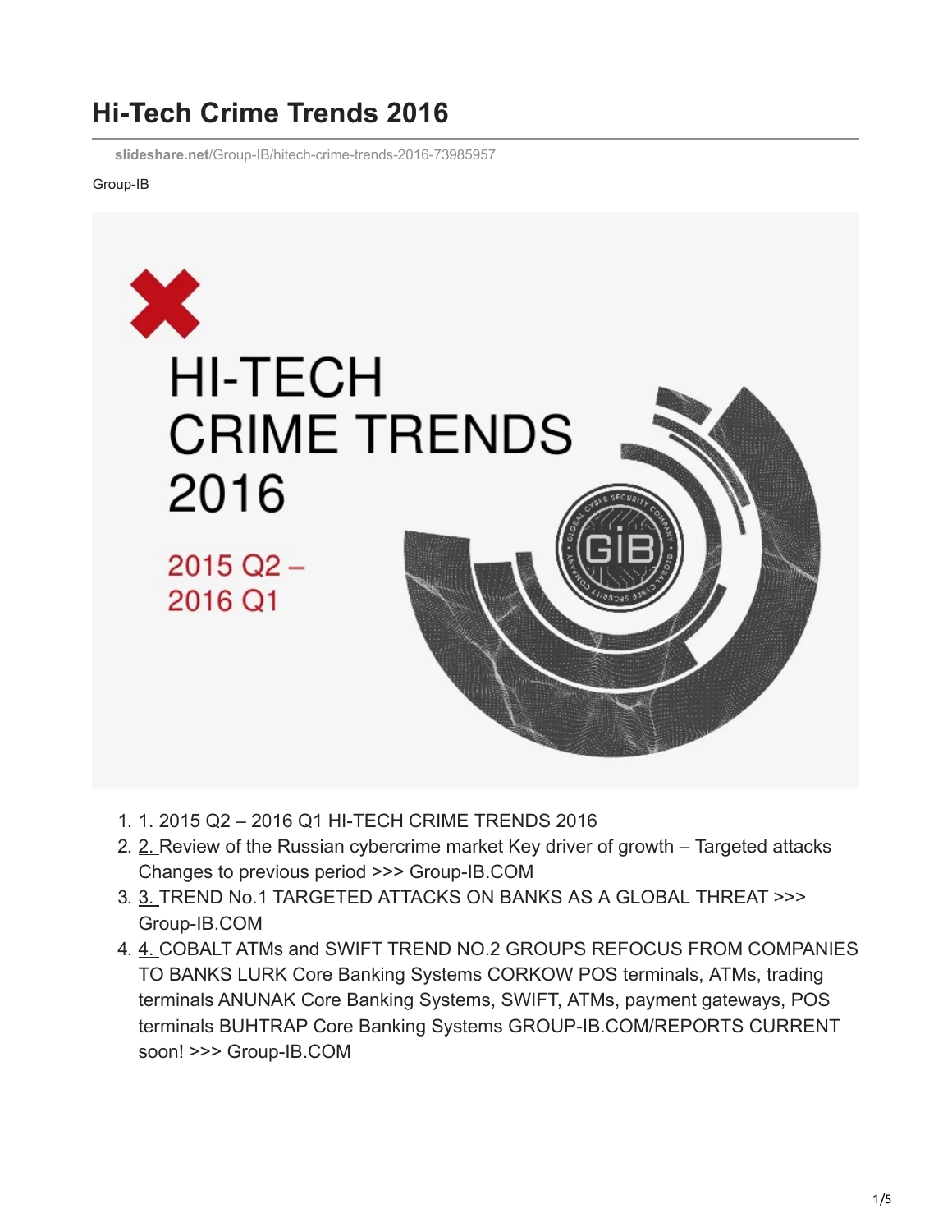# Hi-Tech Crime Trends 2016

slideshare.net/Group-IB/hitech-crime-trends-2016-73985957

Group-IB

1. 1. 2015 Q2 – 2016 Q1 HI-TECH CRIME TRENDS 2016
2. 2. Review of the Russian cybercrime market Key driver of growth – Targeted attacks Changes to previous period >>> Group-IB.COM
3. 3. TREND No.1 TARGETED ATTACKS ON BANKS AS A GLOBAL THREAT >>> Group-IB.COM
4. 4. COBALT ATMs and SWIFT TREND NO.2 GROUPS REFOCUS FROM COMPANIES TO BANKS LURK Core Banking Systems CORKOW POS terminals, ATMs, trading terminals ANUNAK Core Banking Systems, SWIFT, ATMs, payment gateways, POS terminals BUHTRAP Core Banking Systems GROUP-IB.COM/REPORTS CURRENT soon! >>> Group-IB.COM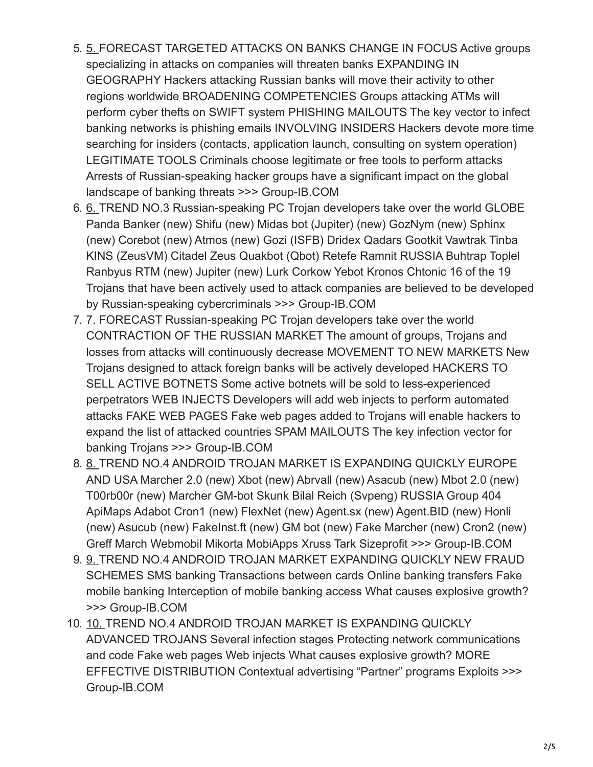5. 5. FORECAST TARGETED ATTACKS ON BANKS CHANGE IN FOCUS Active groups specializing in attacks on companies will threaten banks EXPANDING IN GEOGRAPHY Hackers attacking Russian banks will move their activity to other regions worldwide BROADENING COMPETENCIES Groups attacking ATMs will perform cyber thefts on SWIFT system PHISHING MAILOUTS The key vector to infect banking networks is phishing emails INVOLVING INSIDERS Hackers devote more time searching for insiders (contacts, application launch, consulting on system operation) LEGITIMATE TOOLS Criminals choose legitimate or free tools to perform attacks Arrests of Russian-speaking hacker groups have a significant impact on the global landscape of banking threats >>> Group-IB.COM
6. 6. TREND NO.3 Russian-speaking PC Trojan developers take over the world GLOBE Panda Banker (new) Shifu (new) Midas bot (Jupiter) (new) GozNym (new) Sphinx (new) Corebot (new) Atmos (new) Gozi (ISFB) Dridex Qadars Gootkit Vawtrak Tinba KINS (ZeusVM) Citadel Zeus Quakbot (Qbot) Retefe Ramnit RUSSIA Buhtrap Toplel Ranbyus RTM (new) Jupiter (new) Lurk Corkow Yebot Kronos Chtonic 16 of the 19 Trojans that have been actively used to attack companies are believed to be developed by Russian-speaking cybercriminals >>> Group-IB.COM
7. 7. FORECAST Russian-speaking PC Trojan developers take over the world CONTRACTION OF THE RUSSIAN MARKET The amount of groups, Trojans and losses from attacks will continuously decrease MOVEMENT TO NEW MARKETS New Trojans designed to attack foreign banks will be actively developed HACKERS TO SELL ACTIVE BOTNETS Some active botnets will be sold to less-experienced perpetrators WEB INJECTS Developers will add web injects to perform automated attacks FAKE WEB PAGES Fake web pages added to Trojans will enable hackers to expand the list of attacked countries SPAM MAILOUTS The key infection vector for banking Trojans >>> Group-IB.COM
8. 8. TREND NO.4 ANDROID TROJAN MARKET IS EXPANDING QUICKLY EUROPE AND USA Marcher 2.0 (new) Xbot (new) Abrvall (new) Asacub (new) Mbot 2.0 (new) T00rb00r (new) Marcher GM-bot Skunk Bilal Reich (Svpeng) RUSSIA Group 404 ApiMaps Adabot Cron1 (new) FlexNet (new) Agent.sx (new) Agent.BID (new) Honli (new) Asucub (new) FakeInst.ft (new) GM bot (new) Fake Marcher (new) Cron2 (new) Greff March Webmobil Mikorta MobiApps Xruss Tark Sizeprofit >>> Group-IB.COM
9. 9. TREND NO.4 ANDROID TROJAN MARKET EXPANDING QUICKLY NEW FRAUD SCHEMES SMS banking Transactions between cards Online banking transfers Fake mobile banking Interception of mobile banking access What causes explosive growth? >>> Group-IB.COM
10. 10. TREND NO.4 ANDROID TROJAN MARKET IS EXPANDING QUICKLY ADVANCED TROJANS Several infection stages Protecting network communications and code Fake web pages Web injects What causes explosive growth? MORE EFFECTIVE DISTRIBUTION Contextual advertising “Partner” programs Exploits >>> Group-IB.COM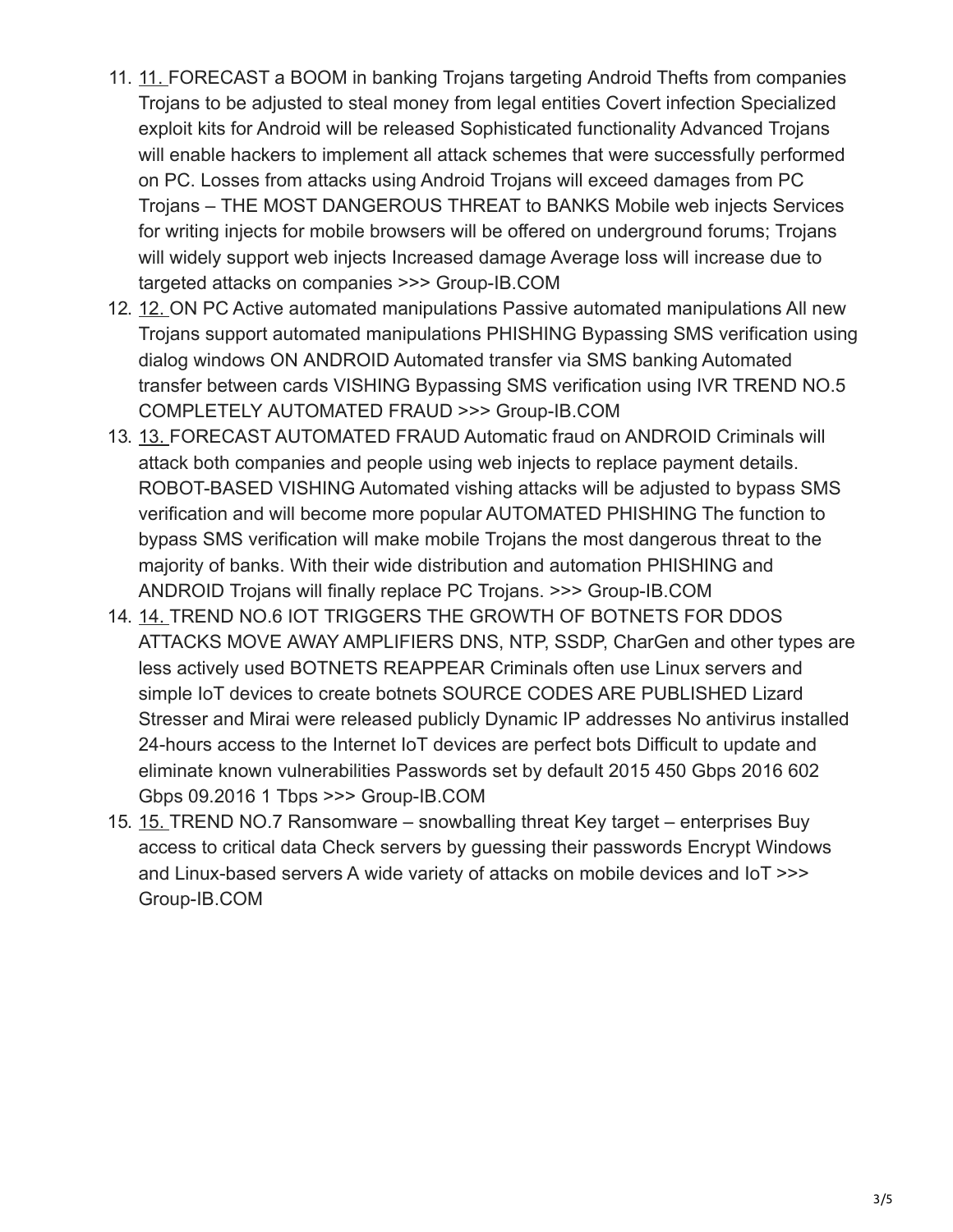11. 11. FORECAST a BOOM in banking Trojans targeting Android Thefts from companies Trojans to be adjusted to steal money from legal entities Covert infection Specialized exploit kits for Android will be released Sophisticated functionality Advanced Trojans will enable hackers to implement all attack schemes that were successfully performed on PC. Losses from attacks using Android Trojans will exceed damages from PC Trojans – THE MOST DANGEROUS THREAT to BANKS Mobile web injects Services for writing injects for mobile browsers will be offered on underground forums; Trojans will widely support web injects Increased damage Average loss will increase due to targeted attacks on companies >>> Group-IB.COM
12. 12. ON PC Active automated manipulations Passive automated manipulations All new Trojans support automated manipulations PHISHING Bypassing SMS verification using dialog windows ON ANDROID Automated transfer via SMS banking Automated transfer between cards VISHING Bypassing SMS verification using IVR TREND NO.5 COMPLETELY AUTOMATED FRAUD >>> Group-IB.COM
13. 13. FORECAST AUTOMATED FRAUD Automatic fraud on ANDROID Criminals will attack both companies and people using web injects to replace payment details. ROBOT-BASED VISHING Automated vishing attacks will be adjusted to bypass SMS verification and will become more popular AUTOMATED PHISHING The function to bypass SMS verification will make mobile Trojans the most dangerous threat to the majority of banks. With their wide distribution and automation PHISHING and ANDROID Trojans will finally replace PC Trojans. >>> Group-IB.COM
14. 14. TREND NO.6 IOT TRIGGERS THE GROWTH OF BOTNETS FOR DDOS ATTACKS MOVE AWAY AMPLIFIERS DNS, NTP, SSDP, CharGen and other types are less actively used BOTNETS REAPPEAR Criminals often use Linux servers and simple IoT devices to create botnets SOURCE CODES ARE PUBLISHED Lizard Stresser and Mirai were released publicly Dynamic IP addresses No antivirus installed 24-hours access to the Internet IoT devices are perfect bots Difficult to update and eliminate known vulnerabilities Passwords set by default 2015 450 Gbps 2016 602 Gbps 09.2016 1 Tbps >>> Group-IB.COM
15. 15. TREND NO.7 Ransomware – snowballing threat Key target – enterprises Buy access to critical data Check servers by guessing their passwords Encrypt Windows and Linux-based servers A wide variety of attacks on mobile devices and IoT >>> Group-IB.COM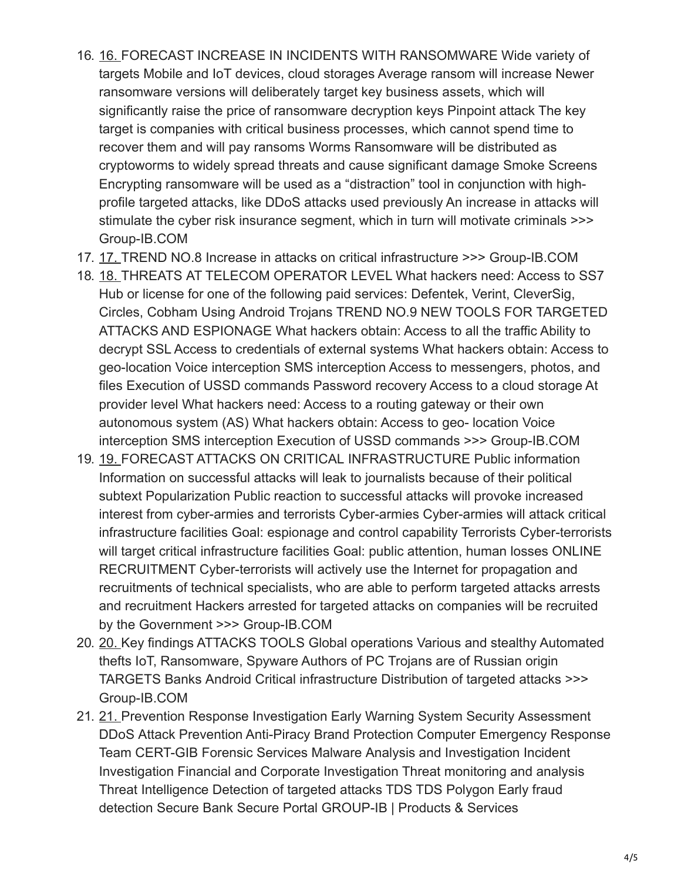16. 16. FORECAST INCREASE IN INCIDENTS WITH RANSOMWARE Wide variety of targets Mobile and IoT devices, cloud storages Average ransom will increase Newer ransomware versions will deliberately target key business assets, which will significantly raise the price of ransomware decryption keys Pinpoint attack The key target is companies with critical business processes, which cannot spend time to recover them and will pay ransoms Worms Ransomware will be distributed as cryptoworms to widely spread threats and cause significant damage Smoke Screens Encrypting ransomware will be used as a "distraction" tool in conjunction with high-profile targeted attacks, like DDoS attacks used previously An increase in attacks will stimulate the cyber risk insurance segment, which in turn will motivate criminals >>> Group-IB.COM
17. 17. TREND NO.8 Increase in attacks on critical infrastructure >>> Group-IB.COM
18. 18. THREATS AT TELECOM OPERATOR LEVEL What hackers need: Access to SS7 Hub or license for one of the following paid services: Defentek, Verint, CleverSig, Circles, Cobham Using Android Trojans TREND NO.9 NEW TOOLS FOR TARGETED ATTACKS AND ESPIONAGE What hackers obtain: Access to all the traffic Ability to decrypt SSL Access to credentials of external systems What hackers obtain: Access to geo-location Voice interception SMS interception Access to messengers, photos, and files Execution of USSD commands Password recovery Access to a cloud storage At provider level What hackers need: Access to a routing gateway or their own autonomous system (AS) What hackers obtain: Access to geo- location Voice interception SMS interception Execution of USSD commands >>> Group-IB.COM
19. 19. FORECAST ATTACKS ON CRITICAL INFRASTRUCTURE Public information Information on successful attacks will leak to journalists because of their political subtext Popularization Public reaction to successful attacks will provoke increased interest from cyber-armies and terrorists Cyber-armies Cyber-armies will attack critical infrastructure facilities Goal: espionage and control capability Terrorists Cyber-terrorists will target critical infrastructure facilities Goal: public attention, human losses ONLINE RECRUITMENT Cyber-terrorists will actively use the Internet for propagation and recruitments of technical specialists, who are able to perform targeted attacks arrests and recruitment Hackers arrested for targeted attacks on companies will be recruited by the Government >>> Group-IB.COM
20. 20. Key findings ATTACKS TOOLS Global operations Various and stealthy Automated thefts IoT, Ransomware, Spyware Authors of PC Trojans are of Russian origin TARGETS Banks Android Critical infrastructure Distribution of targeted attacks >>> Group-IB.COM
21. 21. Prevention Response Investigation Early Warning System Security Assessment DDoS Attack Prevention Anti-Piracy Brand Protection Computer Emergency Response Team CERT-GIB Forensic Services Malware Analysis and Investigation Incident Investigation Financial and Corporate Investigation Threat monitoring and analysis Threat Intelligence Detection of targeted attacks TDS TDS Polygon Early fraud detection Secure Bank Secure Portal GROUP-IB | Products & Services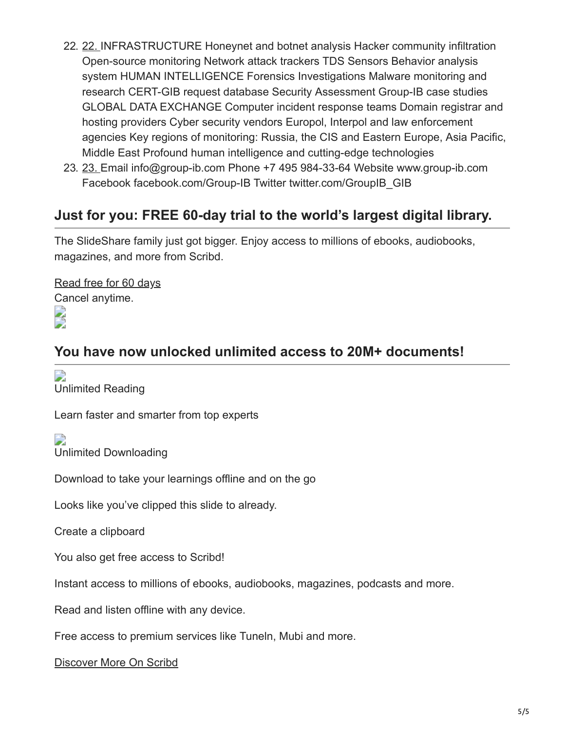22. 22. INFRASTRUCTURE Honeynet and botnet analysis Hacker community infiltration Open-source monitoring Network attack trackers TDS Sensors Behavior analysis system HUMAN INTELLIGENCE Forensics Investigations Malware monitoring and research CERT-GIB request database Security Assessment Group-IB case studies GLOBAL DATA EXCHANGE Computer incident response teams Domain registrar and hosting providers Cyber security vendors Europol, Interpol and law enforcement agencies Key regions of monitoring: Russia, the CIS and Eastern Europe, Asia Pacific, Middle East Profound human intelligence and cutting-edge technologies
23. 23. Email info@group-ib.com Phone +7 495 984-33-64 Website www.group-ib.com Facebook facebook.com/Group-IB Twitter twitter.com/GroupIB_GIB

## Just for you: FREE 60-day trial to the world's largest digital library.

The SlideShare family just got bigger. Enjoy access to millions of ebooks, audiobooks, magazines, and more from Scribd.

Read free for 60 days

Cancel anytime.

## You have now unlocked unlimited access to 20M+ documents!

Unlimited Reading

Learn faster and smarter from top experts

Unlimited Downloading

Download to take your learnings offline and on the go

Looks like you've clipped this slide to already.

Create a clipboard

You also get free access to Scribd!

Instant access to millions of ebooks, audiobooks, magazines, podcasts and more.

Read and listen offline with any device.

Free access to premium services like Tuneln, Mubi and more.

Discover More On Scribd